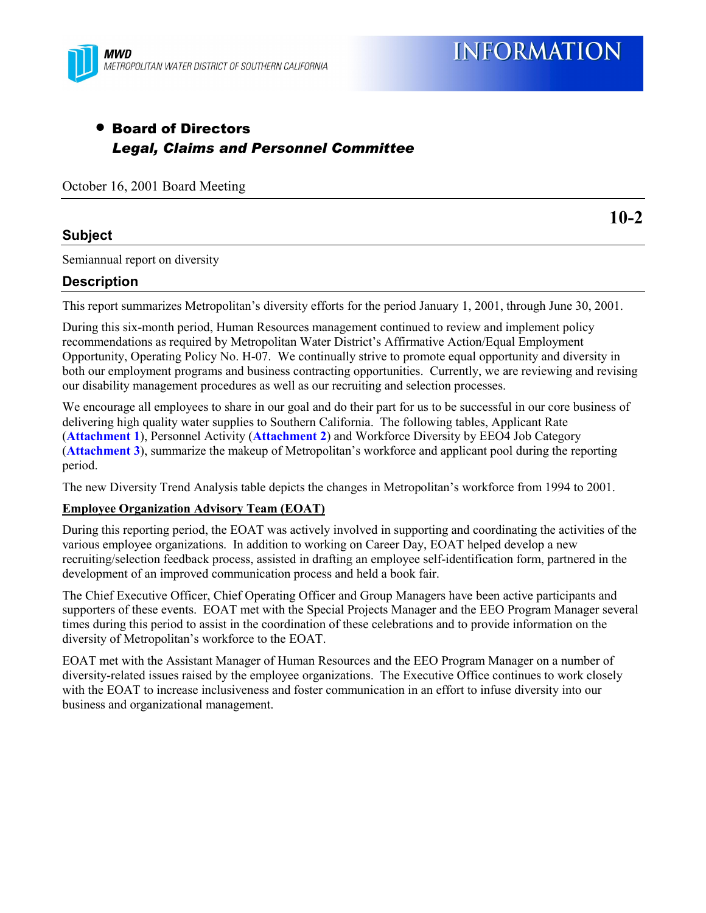MWD
METROPOLITAN WATER DISTRICT OF SOUTHERN CALIFORNIA

# INFORMATION

- **Board of Directors**
  ***Legal, Claims and Personnel Committee***

October 16, 2001 Board Meeting

**10-2**

## Subject

Semiannual report on diversity

## Description

This report summarizes Metropolitan's diversity efforts for the period January 1, 2001, through June 30, 2001.

During this six-month period, Human Resources management continued to review and implement policy recommendations as required by Metropolitan Water District's Affirmative Action/Equal Employment Opportunity, Operating Policy No. H-07. We continually strive to promote equal opportunity and diversity in both our employment programs and business contracting opportunities. Currently, we are reviewing and revising our disability management procedures as well as our recruiting and selection processes.

We encourage all employees to share in our goal and do their part for us to be successful in our core business of delivering high quality water supplies to Southern California. The following tables, Applicant Rate (**Attachment 1**), Personnel Activity (**Attachment 2**) and Workforce Diversity by EEO4 Job Category (**Attachment 3**), summarize the makeup of Metropolitan's workforce and applicant pool during the reporting period.

The new Diversity Trend Analysis table depicts the changes in Metropolitan's workforce from 1994 to 2001.

**Employee Organization Advisory Team (EOAT)**

During this reporting period, the EOAT was actively involved in supporting and coordinating the activities of the various employee organizations. In addition to working on Career Day, EOAT helped develop a new recruiting/selection feedback process, assisted in drafting an employee self-identification form, partnered in the development of an improved communication process and held a book fair.

The Chief Executive Officer, Chief Operating Officer and Group Managers have been active participants and supporters of these events. EOAT met with the Special Projects Manager and the EEO Program Manager several times during this period to assist in the coordination of these celebrations and to provide information on the diversity of Metropolitan's workforce to the EOAT.

EOAT met with the Assistant Manager of Human Resources and the EEO Program Manager on a number of diversity-related issues raised by the employee organizations. The Executive Office continues to work closely with the EOAT to increase inclusiveness and foster communication in an effort to infuse diversity into our business and organizational management.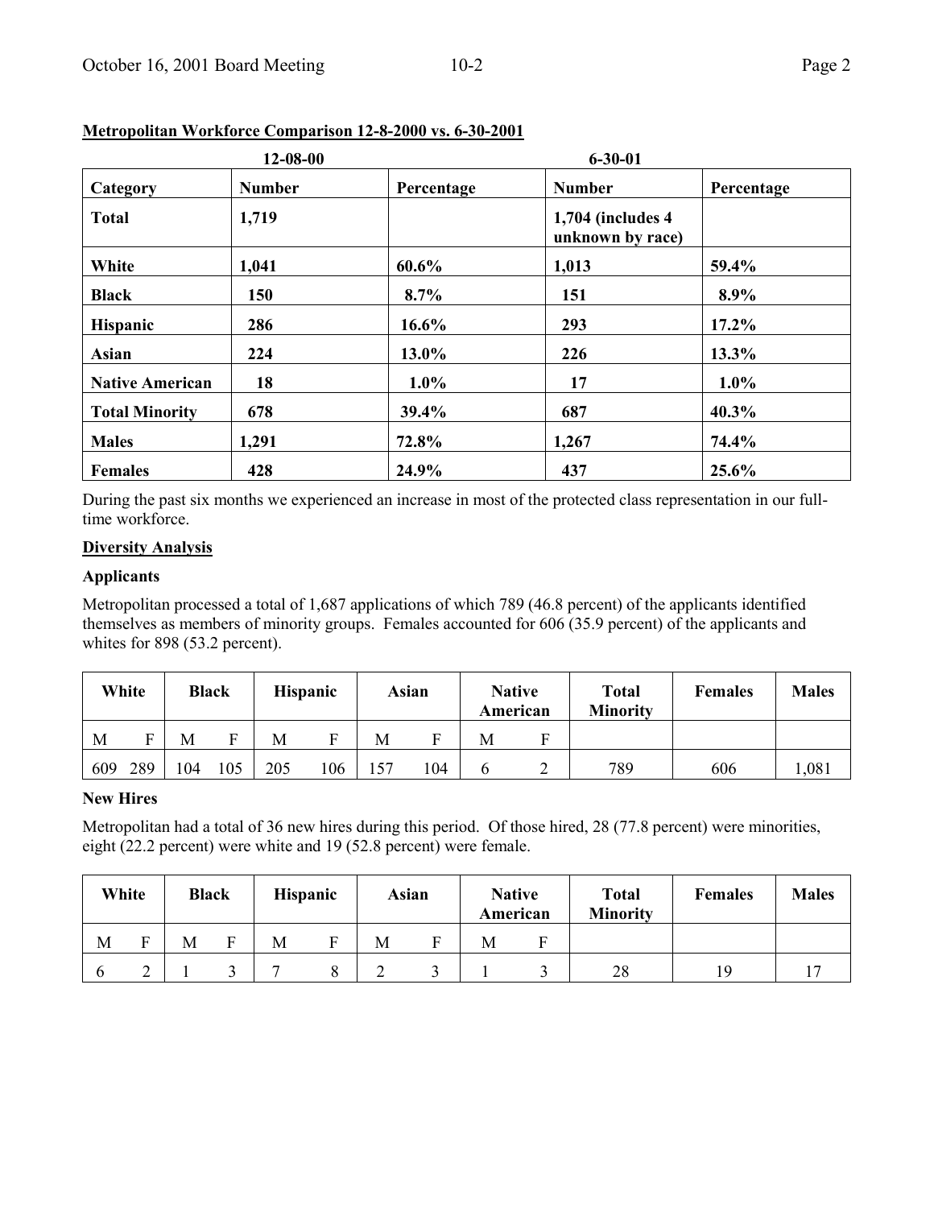**Metropolitan Workforce Comparison 12-8-2000 vs. 6-30-2001**

| | 12-08-00 | | 6-30-01 | |
|---|---|---|---|---|
| **Category** | **Number** | **Percentage** | **Number** | **Percentage** |
| **Total** | **1,719** | | **1,704 (includes 4 unknown by race)** | |
| **White** | **1,041** | **60.6%** | **1,013** | **59.4%** |
| **Black** | **150** | **8.7%** | **151** | **8.9%** |
| **Hispanic** | **286** | **16.6%** | **293** | **17.2%** |
| **Asian** | **224** | **13.0%** | **226** | **13.3%** |
| **Native American** | **18** | **1.0%** | **17** | **1.0%** |
| **Total Minority** | **678** | **39.4%** | **687** | **40.3%** |
| **Males** | **1,291** | **72.8%** | **1,267** | **74.4%** |
| **Females** | **428** | **24.9%** | **437** | **25.6%** |

During the past six months we experienced an increase in most of the protected class representation in our full-time workforce.

**Diversity Analysis**

**Applicants**

Metropolitan processed a total of 1,687 applications of which 789 (46.8 percent) of the applicants identified themselves as members of minority groups. Females accounted for 606 (35.9 percent) of the applicants and whites for 898 (53.2 percent).

| **White** | | **Black** | | **Hispanic** | | **Asian** | | **Native American** | | **Total Minority** | **Females** | **Males** |
|---|---|---|---|---|---|---|---|---|---|---|---|---|
| M | F | M | F | M | F | M | F | M | F | | | |
| 609 | 289 | 104 | 105 | 205 | 106 | 157 | 104 | 6 | 2 | 789 | 606 | 1,081 |

**New Hires**

Metropolitan had a total of 36 new hires during this period. Of those hired, 28 (77.8 percent) were minorities, eight (22.2 percent) were white and 19 (52.8 percent) were female.

| **White** | | **Black** | | **Hispanic** | | **Asian** | | **Native American** | | **Total Minority** | **Females** | **Males** |
|---|---|---|---|---|---|---|---|---|---|---|---|---|
| M | F | M | F | M | F | M | F | M | F | | | |
| 6 | 2 | 1 | 3 | 7 | 8 | 2 | 3 | 1 | 3 | 28 | 19 | 17 |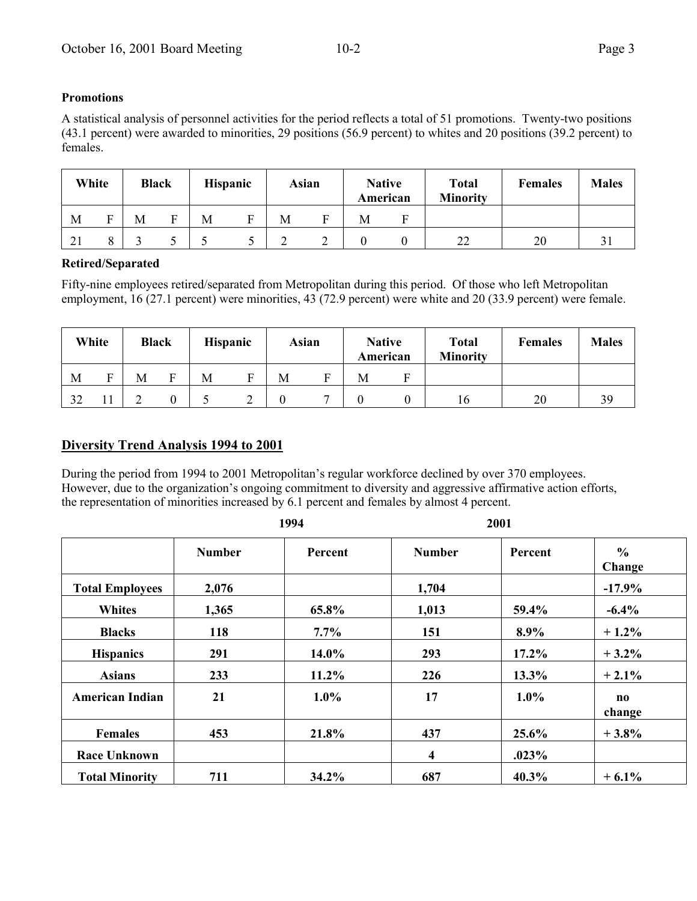**Promotions**

A statistical analysis of personnel activities for the period reflects a total of 51 promotions. Twenty-two positions (43.1 percent) were awarded to minorities, 29 positions (56.9 percent) to whites and 20 positions (39.2 percent) to females.

| White | | Black | | Hispanic | | Asian | | Native American | | Total Minority | Females | Males |
|---|---|---|---|---|---|---|---|---|---|---|---|---|
| M | F | M | F | M | F | M | F | M | F | | | |
| 21 | 8 | 3 | 5 | 5 | 5 | 2 | 2 | 0 | 0 | 22 | 20 | 31 |

**Retired/Separated**

Fifty-nine employees retired/separated from Metropolitan during this period. Of those who left Metropolitan employment, 16 (27.1 percent) were minorities, 43 (72.9 percent) were white and 20 (33.9 percent) were female.

| White | | Black | | Hispanic | | Asian | | Native American | | Total Minority | Females | Males |
|---|---|---|---|---|---|---|---|---|---|---|---|---|
| M | F | M | F | M | F | M | F | M | F | | | |
| 32 | 11 | 2 | 0 | 5 | 2 | 0 | 7 | 0 | 0 | 16 | 20 | 39 |

## Diversity Trend Analysis 1994 to 2001

During the period from 1994 to 2001 Metropolitan's regular workforce declined by over 370 employees. However, due to the organization's ongoing commitment to diversity and aggressive affirmative action efforts, the representation of minorities increased by 6.1 percent and females by almost 4 percent.

| | 1994 | | 2001 | | |
|---|---|---|---|---|---|
| | **Number** | **Percent** | **Number** | **Percent** | **% Change** |
| **Total Employees** | **2,076** | | **1,704** | | **-17.9%** |
| **Whites** | **1,365** | **65.8%** | **1,013** | **59.4%** | **-6.4%** |
| **Blacks** | **118** | **7.7%** | **151** | **8.9%** | **+ 1.2%** |
| **Hispanics** | **291** | **14.0%** | **293** | **17.2%** | **+ 3.2%** |
| **Asians** | **233** | **11.2%** | **226** | **13.3%** | **+ 2.1%** |
| **American Indian** | **21** | **1.0%** | **17** | **1.0%** | **no change** |
| **Females** | **453** | **21.8%** | **437** | **25.6%** | **+ 3.8%** |
| **Race Unknown** | | | **4** | **.023%** | |
| **Total Minority** | **711** | **34.2%** | **687** | **40.3%** | **+ 6.1%** |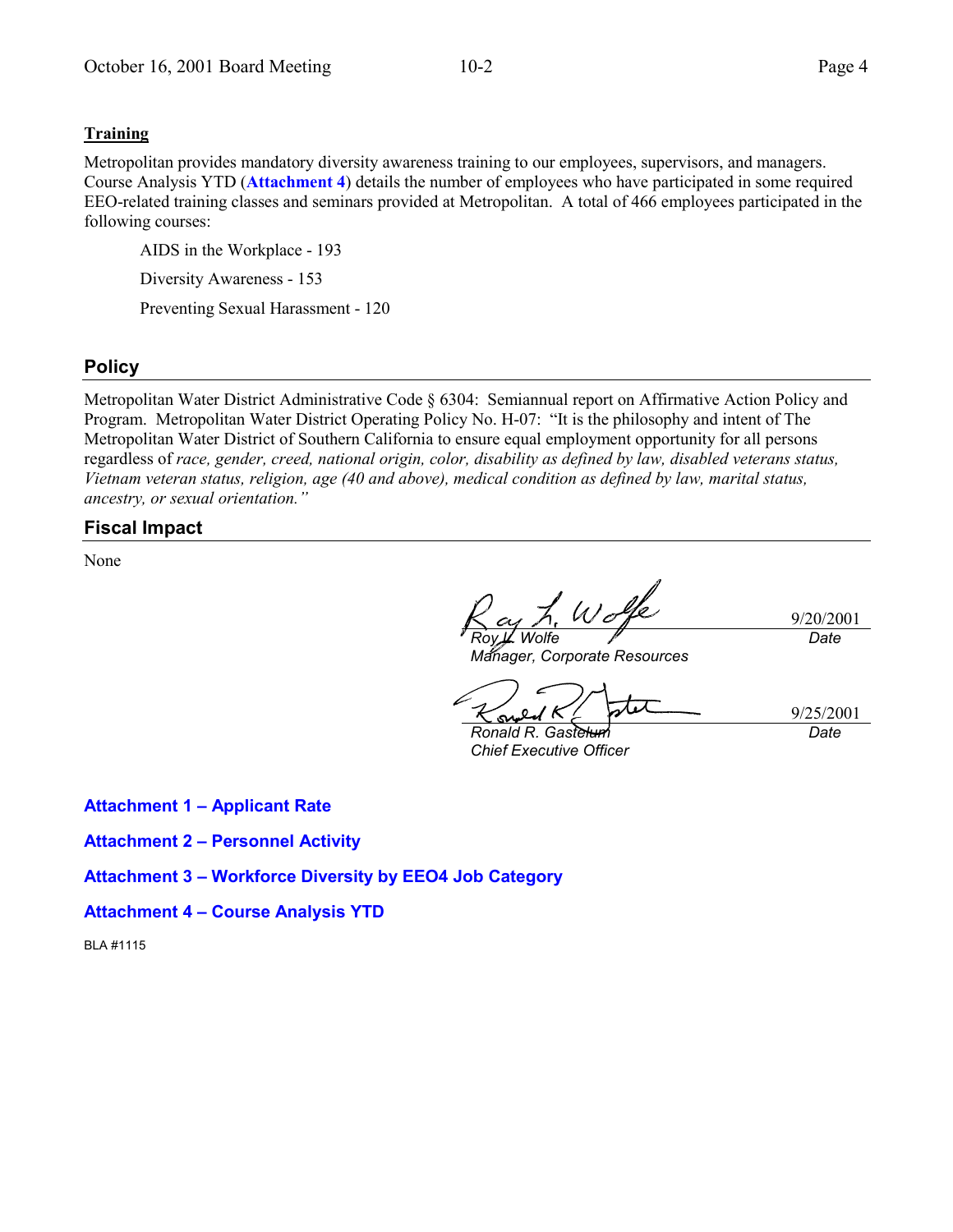**Training**

Metropolitan provides mandatory diversity awareness training to our employees, supervisors, and managers. Course Analysis YTD (**Attachment 4**) details the number of employees who have participated in some required EEO-related training classes and seminars provided at Metropolitan. A total of 466 employees participated in the following courses:

AIDS in the Workplace - 193

Diversity Awareness - 153

Preventing Sexual Harassment - 120

## Policy

Metropolitan Water District Administrative Code § 6304: Semiannual report on Affirmative Action Policy and Program. Metropolitan Water District Operating Policy No. H-07: "It is the philosophy and intent of The Metropolitan Water District of Southern California to ensure equal employment opportunity for all persons regardless of *race, gender, creed, national origin, color, disability as defined by law, disabled veterans status, Vietnam veteran status, religion, age (40 and above), medical condition as defined by law, marital status, ancestry, or sexual orientation."*

## Fiscal Impact

None

*Roy L. Wolfe* — 9/20/2001 (*Date*)
*Manager, Corporate Resources*

*Ronald R. Gastelum* — 9/25/2001 (*Date*)
*Chief Executive Officer*

**Attachment 1 – Applicant Rate**

**Attachment 2 – Personnel Activity**

**Attachment 3 – Workforce Diversity by EEO4 Job Category**

**Attachment 4 – Course Analysis YTD**

BLA #1115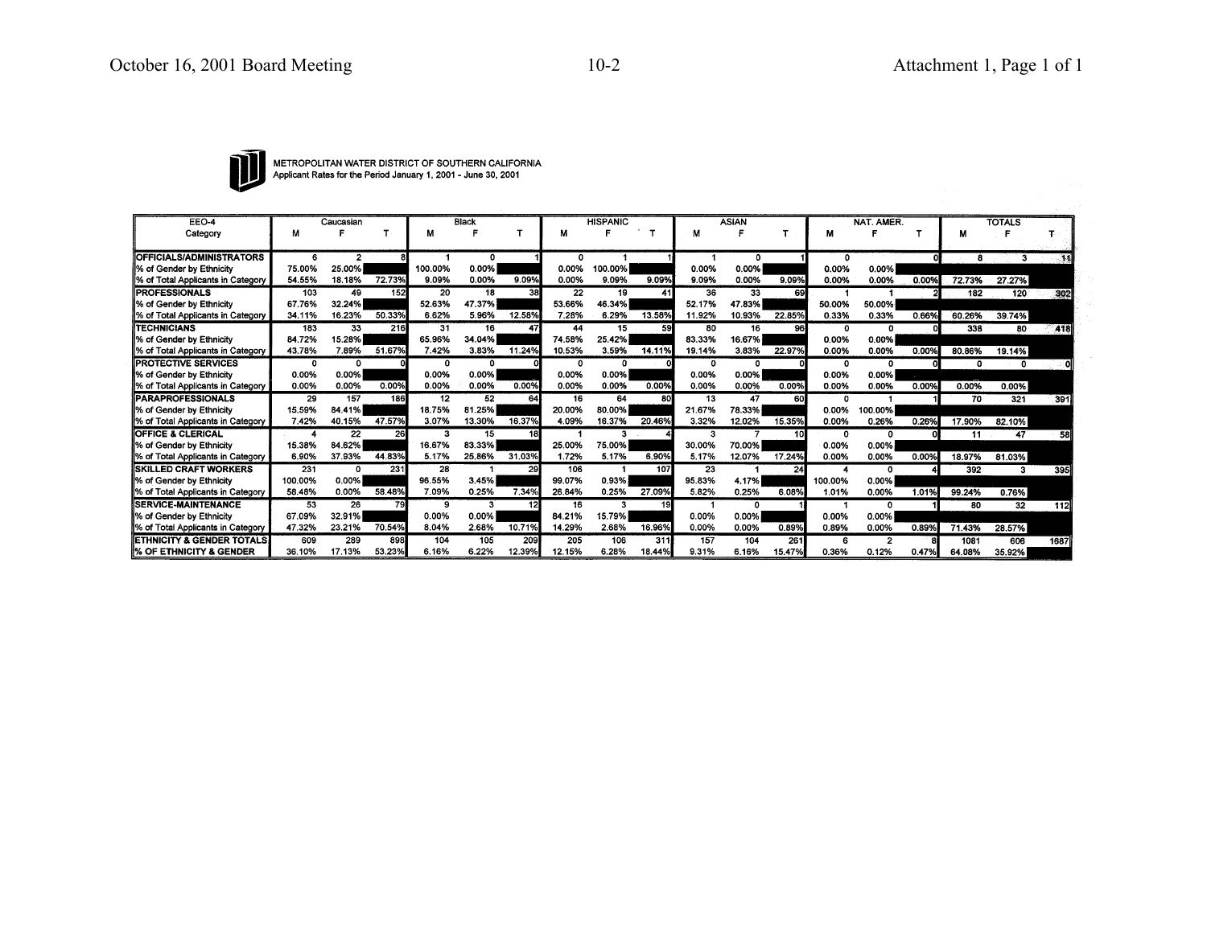METROPOLITAN WATER DISTRICT OF SOUTHERN CALIFORNIA
Applicant Rates for the Period January 1, 2001 - June 30, 2001

| EEO-4 Category | Caucasian M | Caucasian F | Caucasian T | Black M | Black F | Black T | HISPANIC M | HISPANIC F | HISPANIC T | ASIAN M | ASIAN F | ASIAN T | NAT. AMER. M | NAT. AMER. F | NAT. AMER. T | TOTALS M | TOTALS F | TOTALS T |
|---|---|---|---|---|---|---|---|---|---|---|---|---|---|---|---|---|---|---|
| **OFFICIALS/ADMINISTRATORS** | 6 | 2 | 8 | 1 | 0 | 1 | 0 | 1 | 1 | 1 | 0 | 1 | 0 | | 0 | 8 | 3 | 11 |
| % of Gender by Ethnicity | 75.00% | 25.00% | | 100.00% | 0.00% | | 0.00% | 100.00% | | 0.00% | 0.00% | | 0.00% | 0.00% | | | | |
| % of Total Applicants in Category | 54.55% | 18.18% | 72.73% | 9.09% | 0.00% | 9.09% | 0.00% | 9.09% | 9.09% | 9.09% | 0.00% | 9.09% | 0.00% | 0.00% | 0.00% | 72.73% | 27.27% | |
| **PROFESSIONALS** | 103 | 49 | 152 | 20 | 18 | 38 | 22 | 19 | 41 | 36 | 33 | 69 | 1 | 1 | 2 | 182 | 120 | 302 |
| % of Gender by Ethnicity | 67.76% | 32.24% | | 52.63% | 47.37% | | 53.66% | 46.34% | | 52.17% | 47.83% | | 50.00% | 50.00% | | | | |
| % of Total Applicants in Category | 34.11% | 16.23% | 50.33% | 6.62% | 5.96% | 12.58% | 7.28% | 6.29% | 13.58% | 11.92% | 10.93% | 22.85% | 0.33% | 0.33% | 0.66% | 60.26% | 39.74% | |
| **TECHNICIANS** | 183 | 33 | 216 | 31 | 16 | 47 | 44 | 15 | 59 | 80 | 16 | 96 | 0 | 0 | 0 | 338 | 80 | 418 |
| % of Gender by Ethnicity | 84.72% | 15.28% | | 65.96% | 34.04% | | 74.58% | 25.42% | | 83.33% | 16.67% | | 0.00% | 0.00% | | | | |
| % of Total Applicants in Category | 43.78% | 7.89% | 51.67% | 7.42% | 3.83% | 11.24% | 10.53% | 3.59% | 14.11% | 19.14% | 3.83% | 22.97% | 0.00% | 0.00% | 0.00% | 80.86% | 19.14% | |
| **PROTECTIVE SERVICES** | 0 | 0 | 0 | 0 | 0 | 0 | 0 | 0 | 0 | 0 | 0 | 0 | 0 | 0 | 0 | 0 | 0 | 0 |
| % of Gender by Ethnicity | 0.00% | 0.00% | | 0.00% | 0.00% | | 0.00% | 0.00% | | 0.00% | 0.00% | | 0.00% | 0.00% | | | | |
| % of Total Applicants in Category | 0.00% | 0.00% | 0.00% | 0.00% | 0.00% | 0.00% | 0.00% | 0.00% | 0.00% | 0.00% | 0.00% | 0.00% | 0.00% | 0.00% | 0.00% | 0.00% | 0.00% | |
| **PARAPROFESSIONALS** | 29 | 157 | 186 | 12 | 52 | 64 | 16 | 64 | 80 | 13 | 47 | 60 | 0 | 1 | 1 | 70 | 321 | 391 |
| % of Gender by Ethnicity | 15.59% | 84.41% | | 18.75% | 81.25% | | 20.00% | 80.00% | | 21.67% | 78.33% | | 0.00% | 100.00% | | | | |
| % of Total Applicants in Category | 7.42% | 40.15% | 47.57% | 3.07% | 13.30% | 16.37% | 4.09% | 16.37% | 20.46% | 3.32% | 12.02% | 15.35% | 0.00% | 0.26% | 0.26% | 17.90% | 82.10% | |
| **OFFICE & CLERICAL** | 4 | 22 | 26 | 3 | 15 | 18 | 1 | 3 | 4 | 3 | 7 | 10 | 0 | 0 | 0 | 11 | 47 | 58 |
| % of Gender by Ethnicity | 15.38% | 84.62% | | 16.67% | 83.33% | | 25.00% | 75.00% | | 30.00% | 70.00% | | 0.00% | 0.00% | | | | |
| % of Total Applicants in Category | 6.90% | 37.93% | 44.83% | 5.17% | 25.86% | 31.03% | 1.72% | 5.17% | 6.90% | 5.17% | 12.07% | 17.24% | 0.00% | 0.00% | 0.00% | 18.97% | 81.03% | |
| **SKILLED CRAFT WORKERS** | 231 | 0 | 231 | 28 | 1 | 29 | 106 | 1 | 107 | 23 | 1 | 24 | 4 | 0 | 4 | 392 | 3 | 395 |
| % of Gender by Ethnicity | 100.00% | 0.00% | | 96.55% | 3.45% | | 99.07% | 0.93% | | 95.83% | 4.17% | | 100.00% | 0.00% | | | | |
| % of Total Applicants in Category | 58.48% | 0.00% | 58.48% | 7.09% | 0.25% | 7.34% | 26.84% | 0.25% | 27.09% | 5.82% | 0.25% | 6.08% | 1.01% | 0.00% | 1.01% | 99.24% | 0.76% | |
| **SERVICE-MAINTENANCE** | 53 | 26 | 79 | 9 | 3 | 12 | 16 | 3 | 19 | 1 | 0 | 1 | 1 | 0 | 1 | 80 | 32 | 112 |
| % of Gender by Ethnicity | 67.09% | 32.91% | | 0.00% | 0.00% | | 84.21% | 15.79% | | 0.00% | 0.00% | | 0.00% | 0.00% | | | | |
| % of Total Applicants in Category | 47.32% | 23.21% | 70.54% | 8.04% | 2.68% | 10.71% | 14.29% | 2.68% | 16.96% | 0.00% | 0.00% | 0.89% | 0.89% | 0.00% | 0.89% | 71.43% | 28.57% | |
| **ETHNICITY & GENDER TOTALS** | 609 | 289 | 898 | 104 | 105 | 209 | 205 | 106 | 311 | 157 | 104 | 261 | 6 | 2 | 8 | 1081 | 606 | 1687 |
| **% OF ETHNICITY & GENDER** | 36.10% | 17.13% | 53.23% | 6.16% | 6.22% | 12.39% | 12.15% | 6.28% | 18.44% | 9.31% | 6.16% | 15.47% | 0.36% | 0.12% | 0.47% | 64.08% | 35.92% | |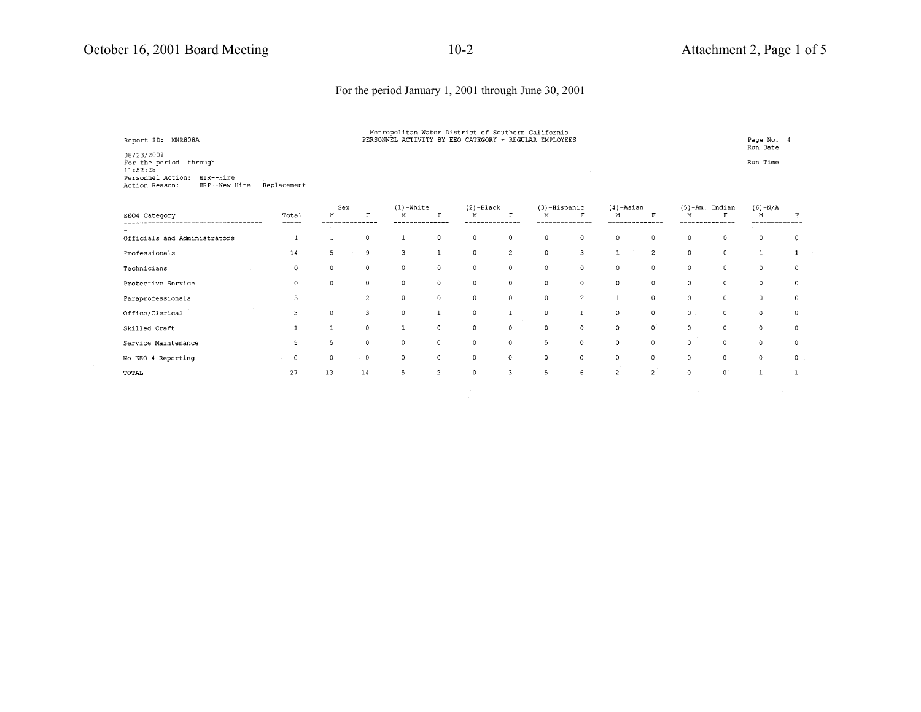For the period January 1, 2001 through June 30, 2001

Report ID: MHR808A

Metropolitan Water District of Southern California
PERSONNEL ACTIVITY BY EEO CATEGORY - REGULAR EMPLOYEES

Page No. 4
Run Date

08/23/2001
For the period through
11:52:28

Run Time

Personnel Action: HIR--Hire
Action Reason: HRP--New Hire - Replacement

| EEO4 Category | Total | Sex | | (1)-White | | (2)-Black | | (3)-Hispanic | | (4)-Asian | | (5)-Am. Indian | | (6)-N/A | |
|---|---|---|---|---|---|---|---|---|---|---|---|---|---|---|---|
| | | M | F | M | F | M | F | M | F | M | F | M | F | M | F |
| Officials and Administrators | 1 | 1 | 0 | 1 | 0 | 0 | 0 | 0 | 0 | 0 | 0 | 0 | 0 | 0 | 0 |
| Professionals | 14 | 5 | 9 | 3 | 1 | 0 | 2 | 0 | 3 | 1 | 2 | 0 | 0 | 1 | 1 |
| Technicians | 0 | 0 | 0 | 0 | 0 | 0 | 0 | 0 | 0 | 0 | 0 | 0 | 0 | 0 | 0 |
| Protective Service | 0 | 0 | 0 | 0 | 0 | 0 | 0 | 0 | 0 | 0 | 0 | 0 | 0 | 0 | 0 |
| Paraprofessionals | 3 | 1 | 2 | 0 | 0 | 0 | 0 | 0 | 2 | 1 | 0 | 0 | 0 | 0 | 0 |
| Office/Clerical | 3 | 0 | 3 | 0 | 1 | 0 | 1 | 0 | 1 | 0 | 0 | 0 | 0 | 0 | 0 |
| Skilled Craft | 1 | 1 | 0 | 1 | 0 | 0 | 0 | 0 | 0 | 0 | 0 | 0 | 0 | 0 | 0 |
| Service Maintenance | 5 | 5 | 0 | 0 | 0 | 0 | 0 | 5 | 0 | 0 | 0 | 0 | 0 | 0 | 0 |
| No EEO-4 Reporting | 0 | 0 | 0 | 0 | 0 | 0 | 0 | 0 | 0 | 0 | 0 | 0 | 0 | 0 | 0 |
| TOTAL | 27 | 13 | 14 | 5 | 2 | 0 | 3 | 5 | 6 | 2 | 2 | 0 | 0 | 1 | 1 |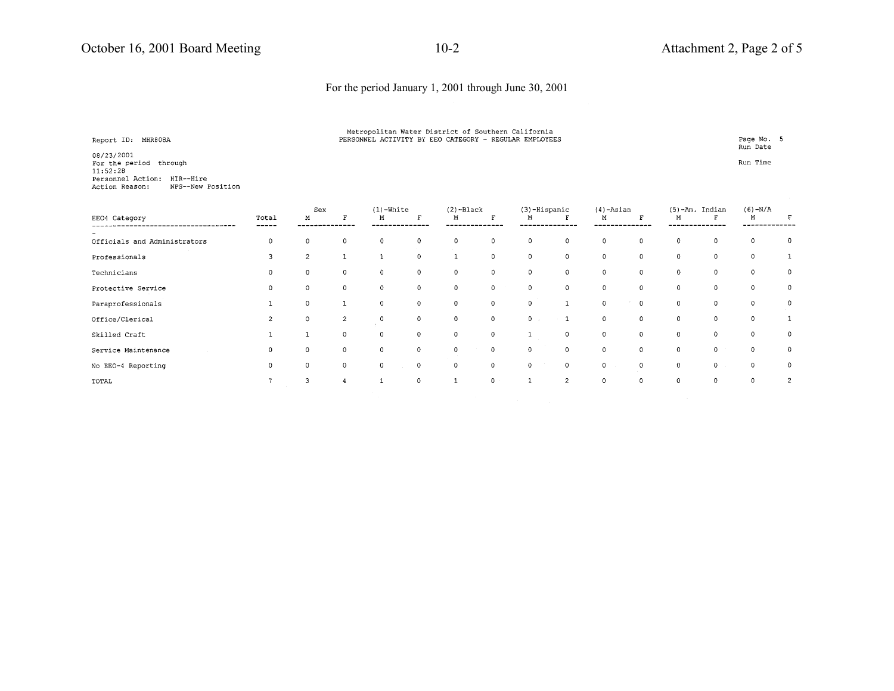For the period January 1, 2001 through June 30, 2001

Report ID: MHR808A

Metropolitan Water District of Southern California
PERSONNEL ACTIVITY BY EEO CATEGORY - REGULAR EMPLOYEES

Page No. 5
Run Date

08/23/2001
For the period through
11:52:28

Run Time

Personnel Action: HIR--Hire
Action Reason: NPS--New Position

| EEO4 Category | Total | Sex M | Sex F | (1)-White M | (1)-White F | (2)-Black M | (2)-Black F | (3)-Hispanic M | (3)-Hispanic F | (4)-Asian M | (4)-Asian F | (5)-Am. Indian M | (5)-Am. Indian F | (6)-N/A M | (6)-N/A F |
|---|---|---|---|---|---|---|---|---|---|---|---|---|---|---|---|
| Officials and Administrators | 0 | 0 | 0 | 0 | 0 | 0 | 0 | 0 | 0 | 0 | 0 | 0 | 0 | 0 | 0 |
| Professionals | 3 | 2 | 1 | 1 | 0 | 1 | 0 | 0 | 0 | 0 | 0 | 0 | 0 | 0 | 1 |
| Technicians | 0 | 0 | 0 | 0 | 0 | 0 | 0 | 0 | 0 | 0 | 0 | 0 | 0 | 0 | 0 |
| Protective Service | 0 | 0 | 0 | 0 | 0 | 0 | 0 | 0 | 0 | 0 | 0 | 0 | 0 | 0 | 0 |
| Paraprofessionals | 1 | 0 | 1 | 0 | 0 | 0 | 0 | 0 | 1 | 0 | 0 | 0 | 0 | 0 | 0 |
| Office/Clerical | 2 | 0 | 2 | 0 | 0 | 0 | 0 | 0 | 1 | 0 | 0 | 0 | 0 | 0 | 1 |
| Skilled Craft | 1 | 1 | 0 | 0 | 0 | 0 | 0 | 1 | 0 | 0 | 0 | 0 | 0 | 0 | 0 |
| Service Maintenance | 0 | 0 | 0 | 0 | 0 | 0 | 0 | 0 | 0 | 0 | 0 | 0 | 0 | 0 | 0 |
| No EEO-4 Reporting | 0 | 0 | 0 | 0 | 0 | 0 | 0 | 0 | 0 | 0 | 0 | 0 | 0 | 0 | 0 |
| TOTAL | 7 | 3 | 4 | 1 | 0 | 1 | 0 | 1 | 2 | 0 | 0 | 0 | 0 | 0 | 2 |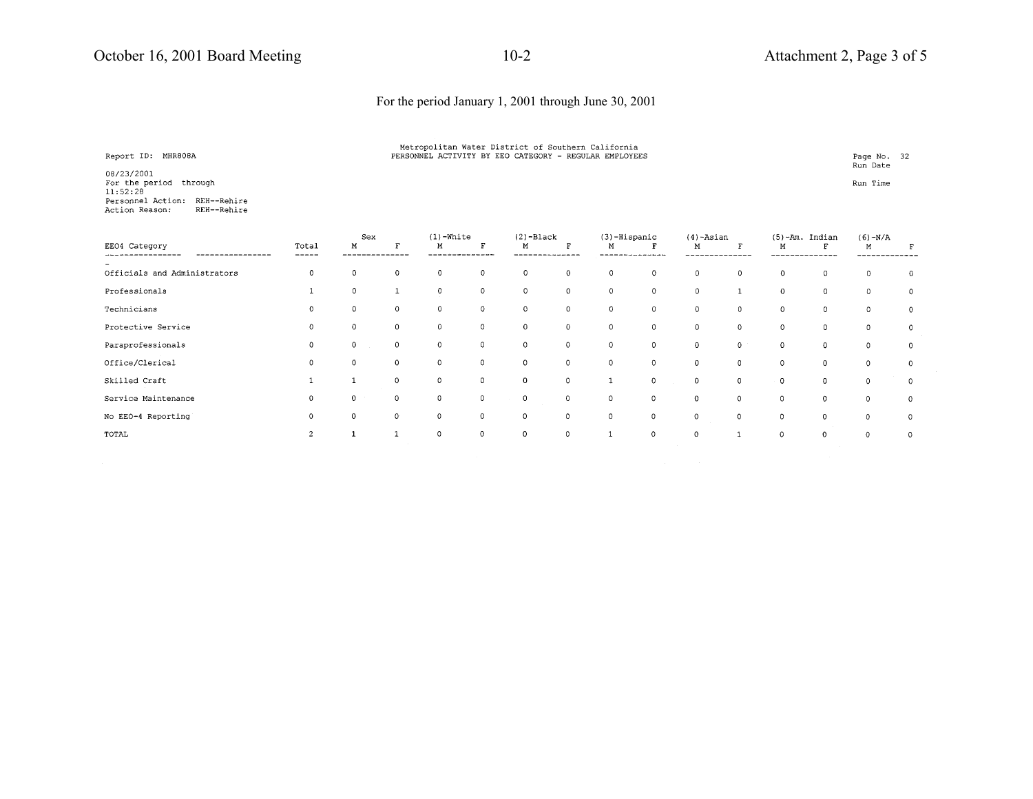For the period January 1, 2001 through June 30, 2001

Report ID: MHR808A

Metropolitan Water District of Southern California
PERSONNEL ACTIVITY BY EEO CATEGORY - REGULAR EMPLOYEES

Page No. 32
Run Date

08/23/2001
For the period through
11:52:28

Run Time

Personnel Action: REH--Rehire
Action Reason: REH--Rehire

| EEO4 Category | Total | Sex | | (1)-White | | (2)-Black | | (3)-Hispanic | | (4)-Asian | | (5)-Am. Indian | | (6)-N/A | |
|---|---|---|---|---|---|---|---|---|---|---|---|---|---|---|---|
| | | M | F | M | F | M | F | M | F | M | F | M | F | M | F |
| Officials and Administrators | 0 | 0 | 0 | 0 | 0 | 0 | 0 | 0 | 0 | 0 | 0 | 0 | 0 | 0 | 0 |
| Professionals | 1 | 0 | 1 | 0 | 0 | 0 | 0 | 0 | 0 | 0 | 1 | 0 | 0 | 0 | 0 |
| Technicians | 0 | 0 | 0 | 0 | 0 | 0 | 0 | 0 | 0 | 0 | 0 | 0 | 0 | 0 | 0 |
| Protective Service | 0 | 0 | 0 | 0 | 0 | 0 | 0 | 0 | 0 | 0 | 0 | 0 | 0 | 0 | 0 |
| Paraprofessionals | 0 | 0 | 0 | 0 | 0 | 0 | 0 | 0 | 0 | 0 | 0 | 0 | 0 | 0 | 0 |
| Office/Clerical | 0 | 0 | 0 | 0 | 0 | 0 | 0 | 0 | 0 | 0 | 0 | 0 | 0 | 0 | 0 |
| Skilled Craft | 1 | 1 | 0 | 0 | 0 | 0 | 0 | 1 | 0 | 0 | 0 | 0 | 0 | 0 | 0 |
| Service Maintenance | 0 | 0 | 0 | 0 | 0 | 0 | 0 | 0 | 0 | 0 | 0 | 0 | 0 | 0 | 0 |
| No EEO-4 Reporting | 0 | 0 | 0 | 0 | 0 | 0 | 0 | 0 | 0 | 0 | 0 | 0 | 0 | 0 | 0 |
| TOTAL | 2 | 1 | 1 | 0 | 0 | 0 | 0 | 1 | 0 | 0 | 1 | 0 | 0 | 0 | 0 |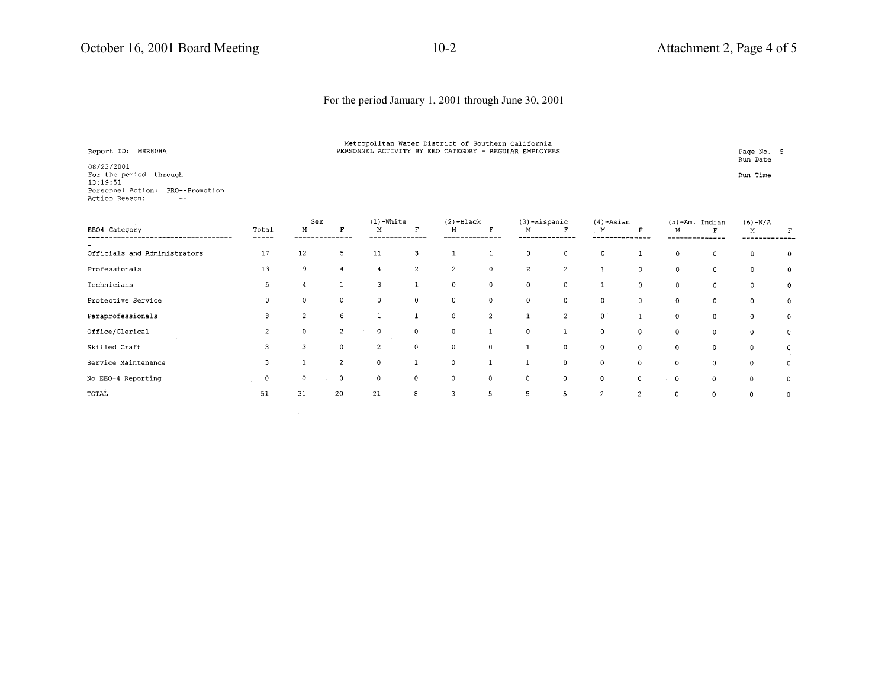For the period January 1, 2001 through June 30, 2001

Report ID: MHR808A

08/23/2001
For the period through
13:19:51
Personnel Action: PRO--Promotion
Action Reason: --

Metropolitan Water District of Southern California
PERSONNEL ACTIVITY BY EEO CATEGORY - REGULAR EMPLOYEES

Page No. 5
Run Date

Run Time

| EEO4 Category | Total | Sex | | (1)-White | | (2)-Black | | (3)-Hispanic | | (4)-Asian | | (5)-Am. Indian | | (6)-N/A | |
|---|---|---|---|---|---|---|---|---|---|---|---|---|---|---|---|
| | | M | F | M | F | M | F | M | F | M | F | M | F | M | F |
| Officials and Administrators | 17 | 12 | 5 | 11 | 3 | 1 | 1 | 0 | 0 | 0 | 1 | 0 | 0 | 0 | 0 |
| Professionals | 13 | 9 | 4 | 4 | 2 | 2 | 0 | 2 | 2 | 1 | 0 | 0 | 0 | 0 | 0 |
| Technicians | 5 | 4 | 1 | 3 | 1 | 0 | 0 | 0 | 0 | 1 | 0 | 0 | 0 | 0 | 0 |
| Protective Service | 0 | 0 | 0 | 0 | 0 | 0 | 0 | 0 | 0 | 0 | 0 | 0 | 0 | 0 | 0 |
| Paraprofessionals | 8 | 2 | 6 | 1 | 1 | 0 | 2 | 1 | 2 | 0 | 1 | 0 | 0 | 0 | 0 |
| Office/Clerical | 2 | 0 | 2 | 0 | 0 | 0 | 1 | 0 | 1 | 0 | 0 | 0 | 0 | 0 | 0 |
| Skilled Craft | 3 | 3 | 0 | 2 | 0 | 0 | 0 | 1 | 0 | 0 | 0 | 0 | 0 | 0 | 0 |
| Service Maintenance | 3 | 1 | 2 | 0 | 1 | 0 | 1 | 1 | 0 | 0 | 0 | 0 | 0 | 0 | 0 |
| No EEO-4 Reporting | 0 | 0 | 0 | 0 | 0 | 0 | 0 | 0 | 0 | 0 | 0 | 0 | 0 | 0 | 0 |
| TOTAL | 51 | 31 | 20 | 21 | 8 | 3 | 5 | 5 | 5 | 2 | 2 | 0 | 0 | 0 | 0 |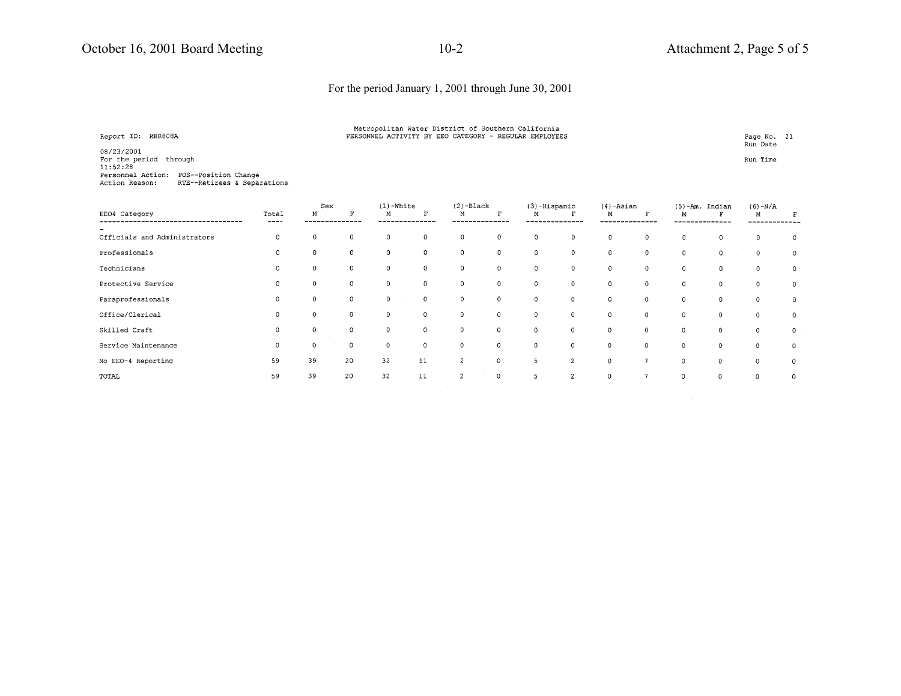For the period January 1, 2001 through June 30, 2001

Report ID: MHR808A

Metropolitan Water District of Southern California
PERSONNEL ACTIVITY BY EEO CATEGORY - REGULAR EMPLOYEES

Page No. 21
Run Date 08/23/2001
For the period through
Run Time 11:52:28

Personnel Action: POS--Position Change
Action Reason: RTE--Retirees & Separations

| EEO4 Category | Total | Sex | | (1)-White | | (2)-Black | | (3)-Hispanic | | (4)-Asian | | (5)-Am. Indian | | (6)-N/A | |
|---|---|---|---|---|---|---|---|---|---|---|---|---|---|---|---|
| | | M | F | M | F | M | F | M | F | M | F | M | F | M | F |
| Officials and Administrators | 0 | 0 | 0 | 0 | 0 | 0 | 0 | 0 | 0 | 0 | 0 | 0 | 0 | 0 | 0 |
| Professionals | 0 | 0 | 0 | 0 | 0 | 0 | 0 | 0 | 0 | 0 | 0 | 0 | 0 | 0 | 0 |
| Technicians | 0 | 0 | 0 | 0 | 0 | 0 | 0 | 0 | 0 | 0 | 0 | 0 | 0 | 0 | 0 |
| Protective Service | 0 | 0 | 0 | 0 | 0 | 0 | 0 | 0 | 0 | 0 | 0 | 0 | 0 | 0 | 0 |
| Paraprofessionals | 0 | 0 | 0 | 0 | 0 | 0 | 0 | 0 | 0 | 0 | 0 | 0 | 0 | 0 | 0 |
| Office/Clerical | 0 | 0 | 0 | 0 | 0 | 0 | 0 | 0 | 0 | 0 | 0 | 0 | 0 | 0 | 0 |
| Skilled Craft | 0 | 0 | 0 | 0 | 0 | 0 | 0 | 0 | 0 | 0 | 0 | 0 | 0 | 0 | 0 |
| Service Maintenance | 0 | 0 | 0 | 0 | 0 | 0 | 0 | 0 | 0 | 0 | 0 | 0 | 0 | 0 | 0 |
| No EEO-4 Reporting | 59 | 39 | 20 | 32 | 11 | 2 | 0 | 5 | 2 | 0 | 7 | 0 | 0 | 0 | 0 |
| TOTAL | 59 | 39 | 20 | 32 | 11 | 2 | 0 | 5 | 2 | 0 | 7 | 0 | 0 | 0 | 0 |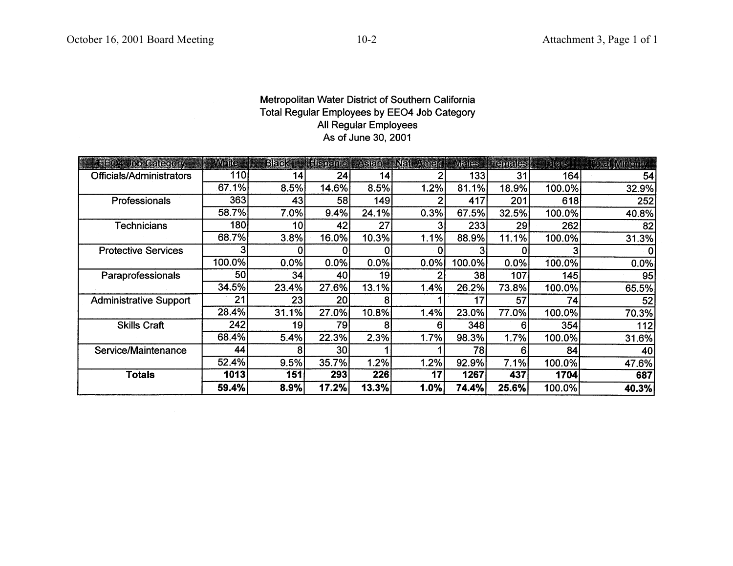Metropolitan Water District of Southern California
Total Regular Employees by EEO4 Job Category
All Regular Employees
As of June 30, 2001

| EEO4 Job Category | White | Black | Hispanic | Asian | Nat Amer | Males | Females | Totals | Total Minority |
|---|---|---|---|---|---|---|---|---|---|
| Officials/Administrators | 110 | 14 | 24 | 14 | 2 | 133 | 31 | 164 | 54 |
| | 67.1% | 8.5% | 14.6% | 8.5% | 1.2% | 81.1% | 18.9% | 100.0% | 32.9% |
| Professionals | 363 | 43 | 58 | 149 | 2 | 417 | 201 | 618 | 252 |
| | 58.7% | 7.0% | 9.4% | 24.1% | 0.3% | 67.5% | 32.5% | 100.0% | 40.8% |
| Technicians | 180 | 10 | 42 | 27 | 3 | 233 | 29 | 262 | 82 |
| | 68.7% | 3.8% | 16.0% | 10.3% | 1.1% | 88.9% | 11.1% | 100.0% | 31.3% |
| Protective Services | 3 | 0 | 0 | 0 | 0 | 3 | 0 | 3 | 0 |
| | 100.0% | 0.0% | 0.0% | 0.0% | 0.0% | 100.0% | 0.0% | 100.0% | 0.0% |
| Paraprofessionals | 50 | 34 | 40 | 19 | 2 | 38 | 107 | 145 | 95 |
| | 34.5% | 23.4% | 27.6% | 13.1% | 1.4% | 26.2% | 73.8% | 100.0% | 65.5% |
| Administrative Support | 21 | 23 | 20 | 8 | 1 | 17 | 57 | 74 | 52 |
| | 28.4% | 31.1% | 27.0% | 10.8% | 1.4% | 23.0% | 77.0% | 100.0% | 70.3% |
| Skills Craft | 242 | 19 | 79 | 8 | 6 | 348 | 6 | 354 | 112 |
| | 68.4% | 5.4% | 22.3% | 2.3% | 1.7% | 98.3% | 1.7% | 100.0% | 31.6% |
| Service/Maintenance | 44 | 8 | 30 | 1 | 1 | 78 | 6 | 84 | 40 |
| | 52.4% | 9.5% | 35.7% | 1.2% | 1.2% | 92.9% | 7.1% | 100.0% | 47.6% |
| **Totals** | **1013** | **151** | **293** | **226** | **17** | **1267** | **437** | **1704** | **687** |
| | **59.4%** | **8.9%** | **17.2%** | **13.3%** | **1.0%** | **74.4%** | **25.6%** | 100.0% | **40.3%** |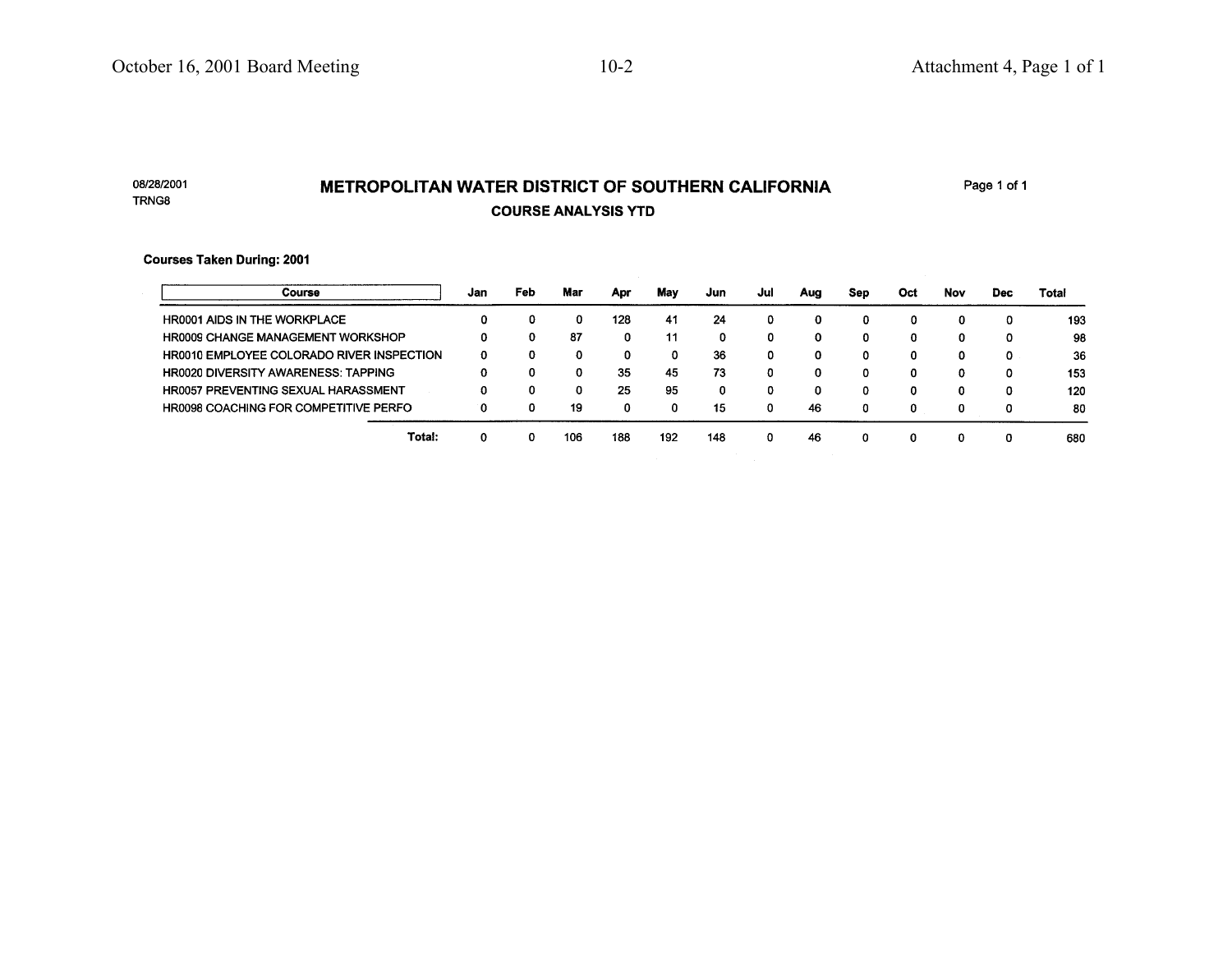08/28/2001
TRNG8

**METROPOLITAN WATER DISTRICT OF SOUTHERN CALIFORNIA**

**COURSE ANALYSIS YTD**

Page 1 of 1

**Courses Taken During: 2001**

| Course | Jan | Feb | Mar | Apr | May | Jun | Jul | Aug | Sep | Oct | Nov | Dec | Total |
|---|---|---|---|---|---|---|---|---|---|---|---|---|---|
| HR0001 AIDS IN THE WORKPLACE | 0 | 0 | 0 | 128 | 41 | 24 | 0 | 0 | 0 | 0 | 0 | 0 | 193 |
| HR0009 CHANGE MANAGEMENT WORKSHOP | 0 | 0 | 87 | 0 | 11 | 0 | 0 | 0 | 0 | 0 | 0 | 0 | 98 |
| HR0010 EMPLOYEE COLORADO RIVER INSPECTION | 0 | 0 | 0 | 0 | 0 | 36 | 0 | 0 | 0 | 0 | 0 | 0 | 36 |
| HR0020 DIVERSITY AWARENESS: TAPPING | 0 | 0 | 0 | 35 | 45 | 73 | 0 | 0 | 0 | 0 | 0 | 0 | 153 |
| HR0057 PREVENTING SEXUAL HARASSMENT | 0 | 0 | 0 | 25 | 95 | 0 | 0 | 0 | 0 | 0 | 0 | 0 | 120 |
| HR0098 COACHING FOR COMPETITIVE PERFO | 0 | 0 | 19 | 0 | 0 | 15 | 0 | 46 | 0 | 0 | 0 | 0 | 80 |
| **Total:** | 0 | 0 | 106 | 188 | 192 | 148 | 0 | 46 | 0 | 0 | 0 | 0 | 680 |